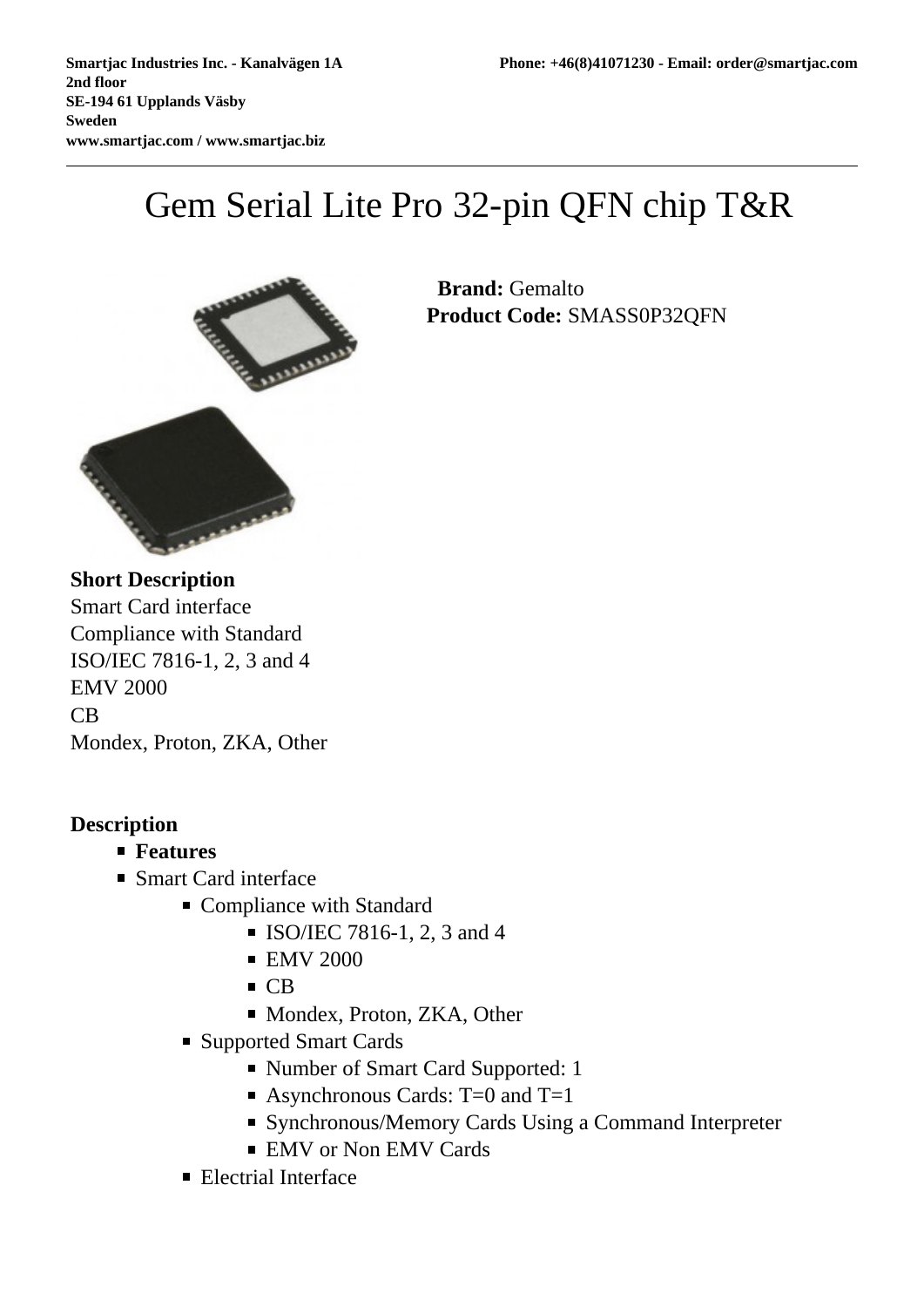Smartjac Industries Inc. - Kanalvägen 1A
2nd floor
SE-194 61 Upplands Väsby
Sweden
www.smartjac.com / www.smartjac.biz

Phone: +46(8)41071230 - Email: order@smartjac.com

# Gem Serial Lite Pro 32-pin QFN chip T&R

**Brand:** Gemalto
**Product Code:** SMASS0P32QFN

**Short Description**
Smart Card interface
Compliance with Standard
ISO/IEC 7816-1, 2, 3 and 4
EMV 2000
CB
Mondex, Proton, ZKA, Other

**Description**

- **Features**
- Smart Card interface
  - Compliance with Standard
    - ISO/IEC 7816-1, 2, 3 and 4
    - EMV 2000
    - CB
    - Mondex, Proton, ZKA, Other
  - Supported Smart Cards
    - Number of Smart Card Supported: 1
    - Asynchronous Cards: T=0 and T=1
    - Synchronous/Memory Cards Using a Command Interpreter
    - EMV or Non EMV Cards
  - Electrial Interface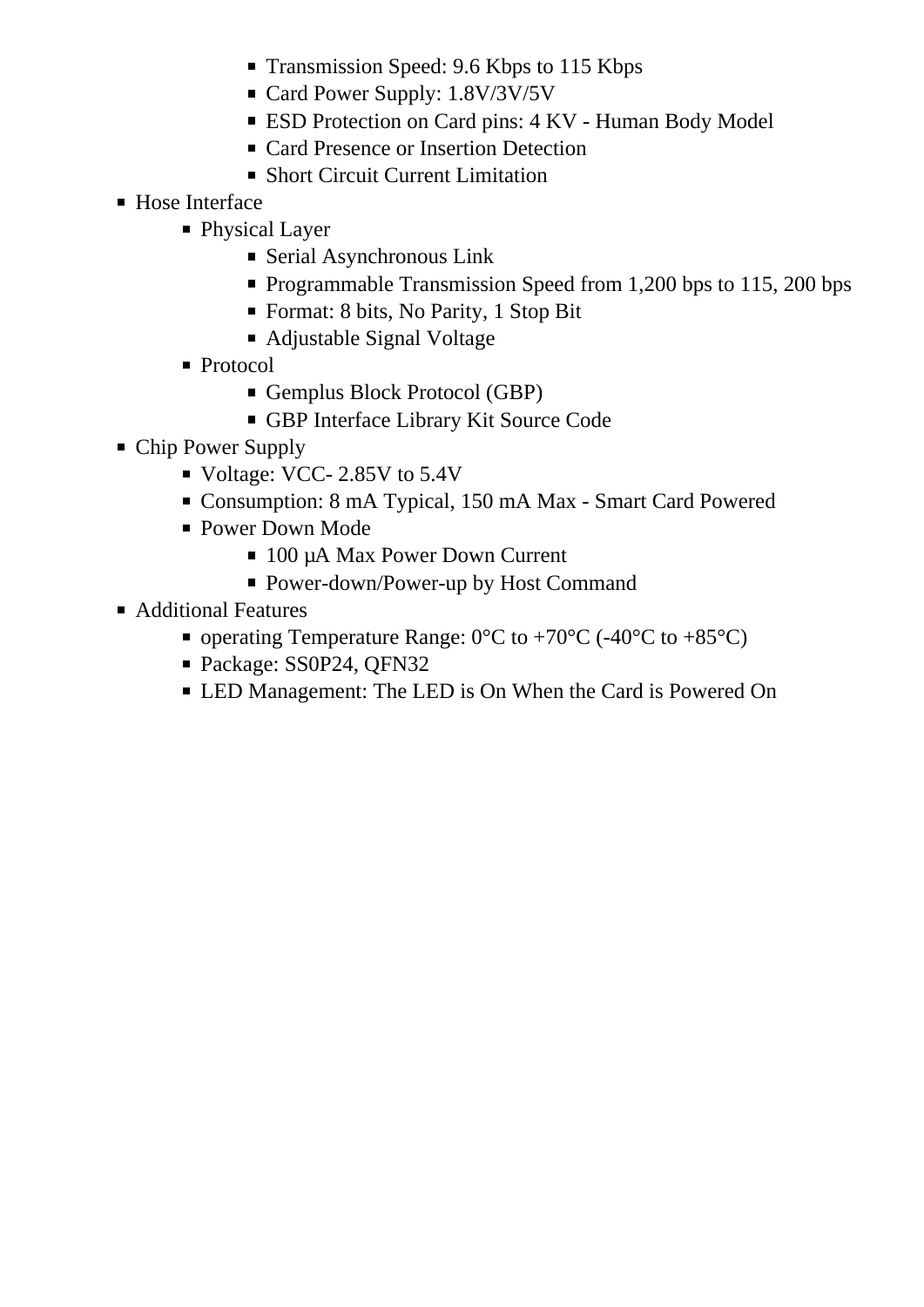- Transmission Speed: 9.6 Kbps to 115 Kbps
        - Card Power Supply: 1.8V/3V/5V
        - ESD Protection on Card pins: 4 KV - Human Body Model
        - Card Presence or Insertion Detection
        - Short Circuit Current Limitation
- Hose Interface
    - Physical Layer
        - Serial Asynchronous Link
        - Programmable Transmission Speed from 1,200 bps to 115, 200 bps
        - Format: 8 bits, No Parity, 1 Stop Bit
        - Adjustable Signal Voltage
    - Protocol
        - Gemplus Block Protocol (GBP)
        - GBP Interface Library Kit Source Code
- Chip Power Supply
    - Voltage: VCC- 2.85V to 5.4V
    - Consumption: 8 mA Typical, 150 mA Max - Smart Card Powered
    - Power Down Mode
        - 100 µA Max Power Down Current
        - Power-down/Power-up by Host Command
- Additional Features
    - operating Temperature Range: 0°C to +70°C (-40°C to +85°C)
    - Package: SS0P24, QFN32
    - LED Management: The LED is On When the Card is Powered On